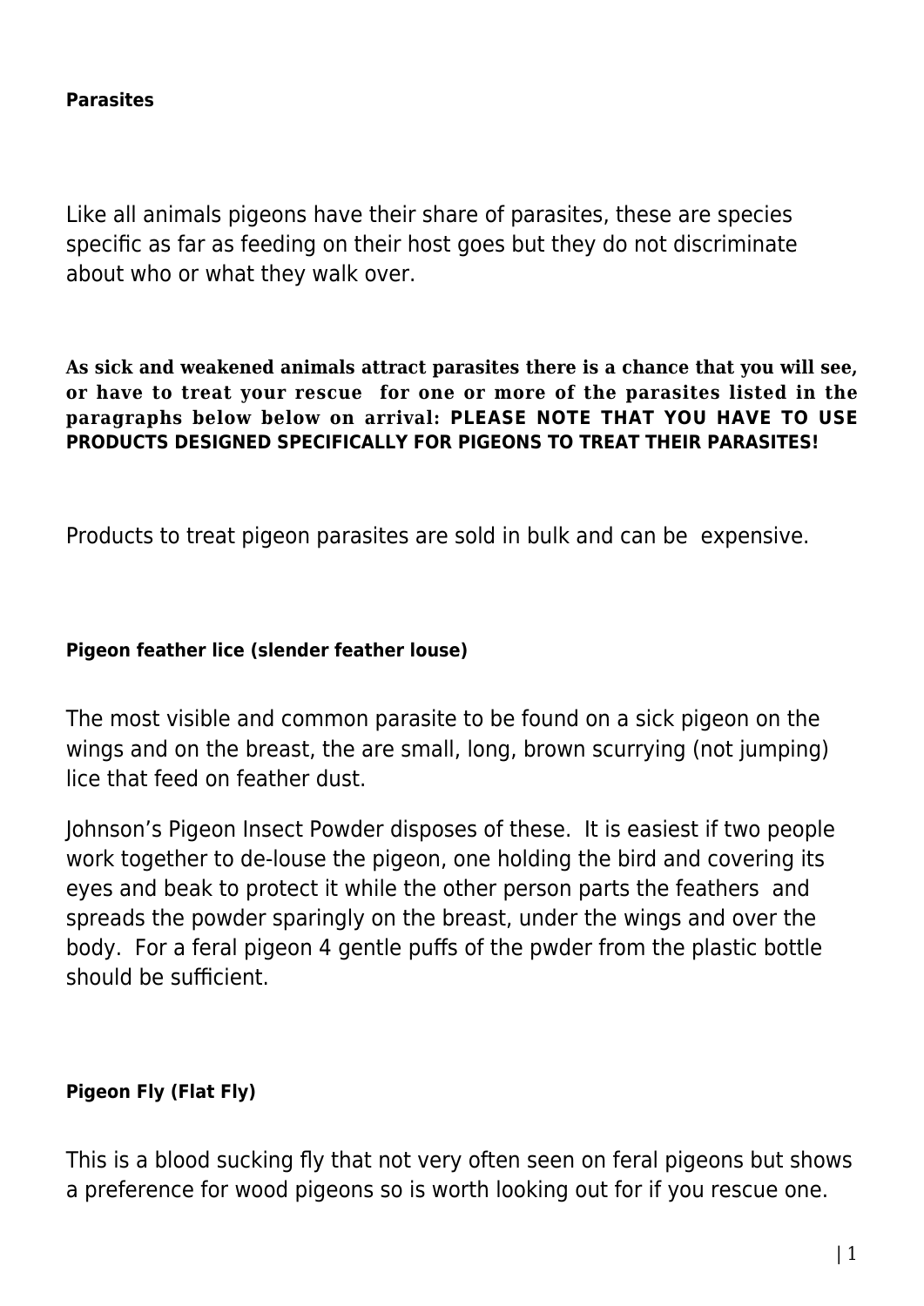**Parasites**

Like all animals pigeons have their share of parasites, these are species specific as far as feeding on their host goes but they do not discriminate about who or what they walk over.

**As sick and weakened animals attract parasites there is a chance that you will see, or have to treat your rescue for one or more of the parasites listed in the paragraphs below below on arrival: PLEASE NOTE THAT YOU HAVE TO USE PRODUCTS DESIGNED SPECIFICALLY FOR PIGEONS TO TREAT THEIR PARASITES!**

Products to treat pigeon parasites are sold in bulk and can be expensive.

**Pigeon feather lice (slender feather louse)**

The most visible and common parasite to be found on a sick pigeon on the wings and on the breast, the are small, long, brown scurrying (not jumping) lice that feed on feather dust.

Johnson's Pigeon Insect Powder disposes of these. It is easiest if two people work together to de-louse the pigeon, one holding the bird and covering its eyes and beak to protect it while the other person parts the feathers and spreads the powder sparingly on the breast, under the wings and over the body. For a feral pigeon 4 gentle puffs of the pwder from the plastic bottle should be sufficient.

**Pigeon Fly (Flat Fly)**

This is a blood sucking fly that not very often seen on feral pigeons but shows a preference for wood pigeons so is worth looking out for if you rescue one.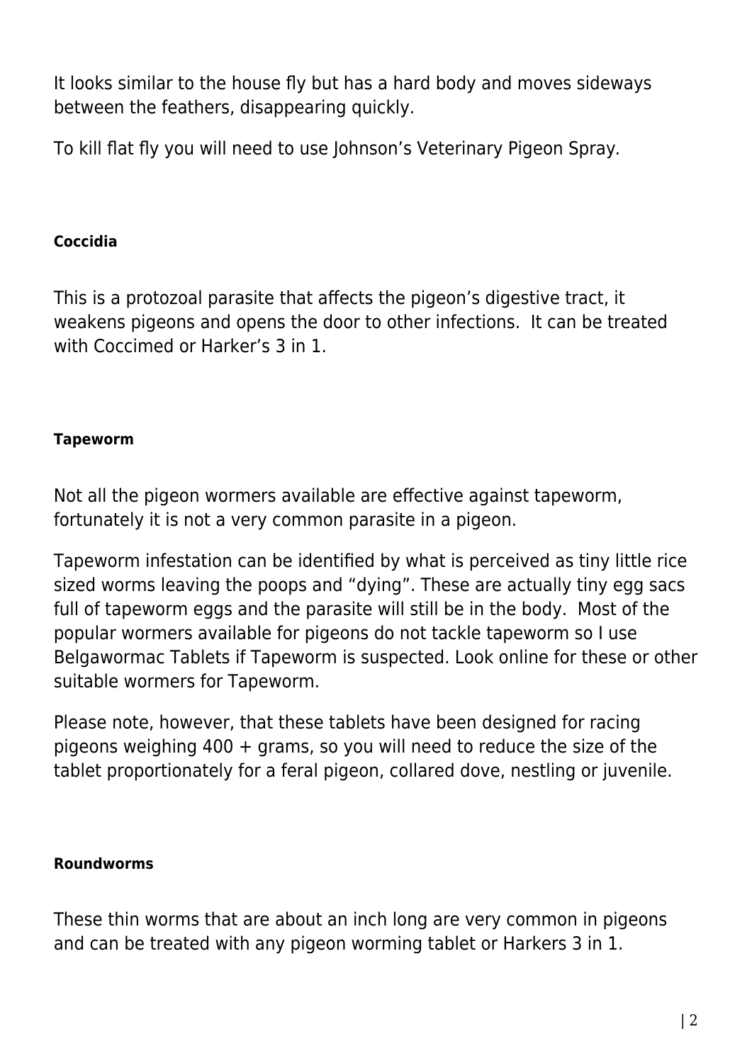It looks similar to the house fly but has a hard body and moves sideways between the feathers, disappearing quickly.

To kill flat fly you will need to use Johnson's Veterinary Pigeon Spray.

#### Coccidia

This is a protozoal parasite that affects the pigeon's digestive tract, it weakens pigeons and opens the door to other infections. It can be treated with Coccimed or Harker's 3 in 1.

#### Tapeworm

Not all the pigeon wormers available are effective against tapeworm, fortunately it is not a very common parasite in a pigeon.

Tapeworm infestation can be identified by what is perceived as tiny little rice sized worms leaving the poops and "dying". These are actually tiny egg sacs full of tapeworm eggs and the parasite will still be in the body. Most of the popular wormers available for pigeons do not tackle tapeworm so I use Belgawormac Tablets if Tapeworm is suspected. Look online for these or other suitable wormers for Tapeworm.

Please note, however, that these tablets have been designed for racing pigeons weighing 400 + grams, so you will need to reduce the size of the tablet proportionately for a feral pigeon, collared dove, nestling or juvenile.

#### Roundworms

These thin worms that are about an inch long are very common in pigeons and can be treated with any pigeon worming tablet or Harkers 3 in 1.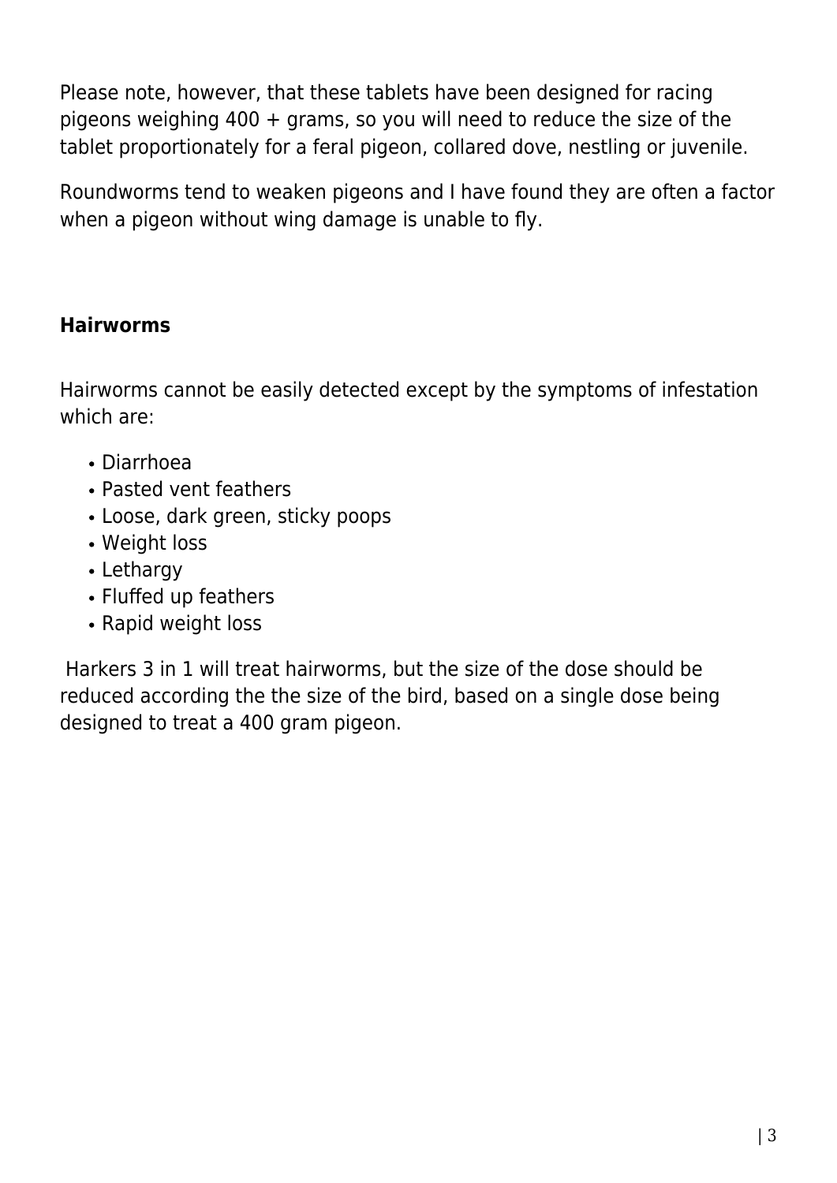Please note, however, that these tablets have been designed for racing pigeons weighing 400 + grams, so you will need to reduce the size of the tablet proportionately for a feral pigeon, collared dove, nestling or juvenile.

Roundworms tend to weaken pigeons and I have found they are often a factor when a pigeon without wing damage is unable to fly.

**Hairworms**

Hairworms cannot be easily detected except by the symptoms of infestation which are:

- Diarrhoea
- Pasted vent feathers
- Loose, dark green, sticky poops
- Weight loss
- Lethargy
- Fluffed up feathers
- Rapid weight loss

Harkers 3 in 1 will treat hairworms, but the size of the dose should be reduced according the the size of the bird, based on a single dose being designed to treat a 400 gram pigeon.